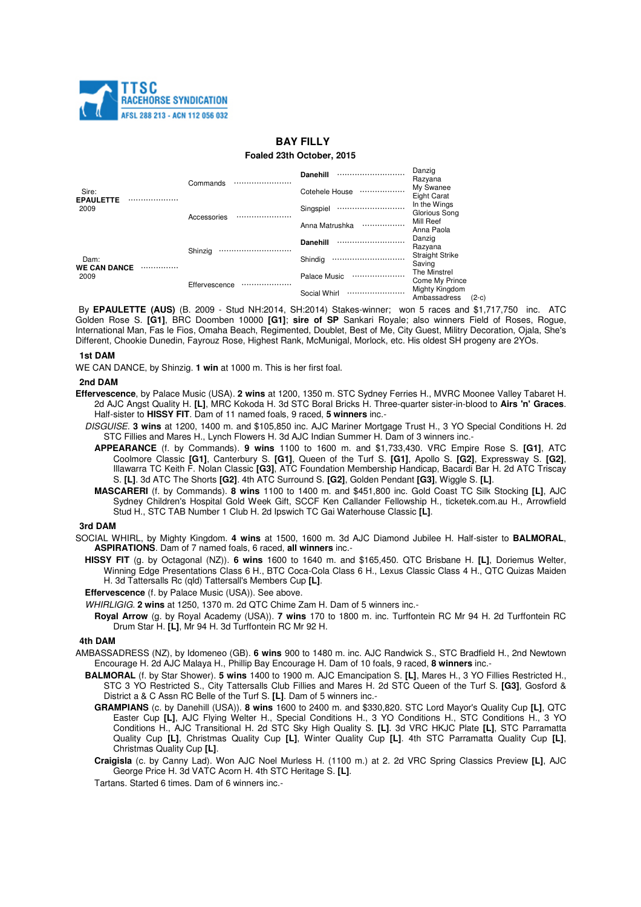TTSC RACEHORSE SYNDICATION
AFSL 288 213 - ACN 112 056 032

# BAY FILLY

**Foaled 23th October, 2015**

| | | | |
|---|---|---|---|
| Sire: **EPAULETTE** 2009 | Commands | **Danehill** | Danzig |
| | | | Razyana |
| | | Cotehele House | My Swanee |
| | | | Eight Carat |
| | Accessories | Singspiel | In the Wings |
| | | | Glorious Song |
| | | Anna Matrushka | Mill Reef |
| | | | Anna Paola |
| Dam: **WE CAN DANCE** 2009 | Shinzig | **Danehill** | Danzig |
| | | | Razyana |
| | | Shindig | Straight Strike |
| | | | Saving |
| | Effervescence | Palace Music | The Minstrel |
| | | | Come My Prince |
| | | Social Whirl | Mighty Kingdom |
| | | | Ambassadress (2-c) |

By **EPAULETTE (AUS)** (B. 2009 - Stud NH:2014, SH:2014) Stakes-winner; won 5 races and $1,717,750 inc. ATC Golden Rose S. **[G1]**, BRC Doomben 10000 **[G1]**; **sire of SP** Sankari Royale; also winners Field of Roses, Rogue, International Man, Fas le Fios, Omaha Beach, Regimented, Doublet, Best of Me, City Guest, Militry Decoration, Ojala, She's Different, Chookie Dunedin, Fayrouz Rose, Highest Rank, McMunigal, Morlock, etc. His oldest SH progeny are 2YOs.

### 1st DAM

WE CAN DANCE, by Shinzig. **1 win** at 1000 m. This is her first foal.

### 2nd DAM

**Effervescence**, by Palace Music (USA). **2 wins** at 1200, 1350 m. STC Sydney Ferries H., MVRC Moonee Valley Tabaret H. 2d AJC Angst Quality H. **[L]**, MRC Kokoda H. 3d STC Boral Bricks H. Three-quarter sister-in-blood to **Airs 'n' Graces**. Half-sister to **HISSY FIT**. Dam of 11 named foals, 9 raced, **5 winners** inc.-

*DISGUISE*. **3 wins** at 1200, 1400 m. and $105,850 inc. AJC Mariner Mortgage Trust H., 3 YO Special Conditions H. 2d STC Fillies and Mares H., Lynch Flowers H. 3d AJC Indian Summer H. Dam of 3 winners inc.-

**APPEARANCE** (f. by Commands). **9 wins** 1100 to 1600 m. and $1,733,430. VRC Empire Rose S. **[G1]**, ATC Coolmore Classic **[G1]**, Canterbury S. **[G1]**, Queen of the Turf S. **[G1]**, Apollo S. **[G2]**, Expressway S. **[G2]**, Illawarra TC Keith F. Nolan Classic **[G3]**, ATC Foundation Membership Handicap, Bacardi Bar H. 2d ATC Triscay S. **[L]**. 3d ATC The Shorts **[G2]**. 4th ATC Surround S. **[G2]**, Golden Pendant **[G3]**, Wiggle S. **[L]**.

**MASCARERI** (f. by Commands). **8 wins** 1100 to 1400 m. and $451,800 inc. Gold Coast TC Silk Stocking **[L]**, AJC Sydney Children's Hospital Gold Week Gift, SCCF Ken Callander Fellowship H., ticketek.com.au H., Arrowfield Stud H., STC TAB Number 1 Club H. 2d Ipswich TC Gai Waterhouse Classic **[L]**.

### 3rd DAM

SOCIAL WHIRL, by Mighty Kingdom. **4 wins** at 1500, 1600 m. 3d AJC Diamond Jubilee H. Half-sister to **BALMORAL**, **ASPIRATIONS**. Dam of 7 named foals, 6 raced, **all winners** inc.-

**HISSY FIT** (g. by Octagonal (NZ)). **6 wins** 1600 to 1640 m. and $165,450. QTC Brisbane H. **[L]**, Doriemus Welter, Winning Edge Presentations Class 6 H., BTC Coca-Cola Class 6 H., Lexus Classic Class 4 H., QTC Quizas Maiden H. 3d Tattersalls Rc (qld) Tattersall's Members Cup **[L]**.

**Effervescence** (f. by Palace Music (USA)). See above.

*WHIRLIGIG*. **2 wins** at 1250, 1370 m. 2d QTC Chime Zam H. Dam of 5 winners inc.-

**Royal Arrow** (g. by Royal Academy (USA)). **7 wins** 170 to 1800 m. inc. Turffontein RC Mr 94 H. 2d Turffontein RC Drum Star H. **[L]**, Mr 94 H. 3d Turffontein RC Mr 92 H.

### 4th DAM

AMBASSADRESS (NZ), by Idomeneo (GB). **6 wins** 900 to 1480 m. inc. AJC Randwick S., STC Bradfield H., 2nd Newtown Encourage H. 2d AJC Malaya H., Phillip Bay Encourage H. Dam of 10 foals, 9 raced, **8 winners** inc.-

**BALMORAL** (f. by Star Shower). **5 wins** 1400 to 1900 m. AJC Emancipation S. **[L]**, Mares H., 3 YO Fillies Restricted H., STC 3 YO Restricted S., City Tattersalls Club Fillies and Mares H. 2d STC Queen of the Turf S. **[G3]**, Gosford & District a & C Assn RC Belle of the Turf S. **[L]**. Dam of 5 winners inc.-

**GRAMPIANS** (c. by Danehill (USA)). **8 wins** 1600 to 2400 m. and $330,820. STC Lord Mayor's Quality Cup **[L]**, QTC Easter Cup **[L]**, AJC Flying Welter H., Special Conditions H., 3 YO Conditions H., STC Conditions H., 3 YO Conditions H., AJC Transitional H. 2d STC Sky High Quality S. **[L]**. 3d VRC HKJC Plate **[L]**, STC Parramatta Quality Cup **[L]**, Christmas Quality Cup **[L]**, Winter Quality Cup **[L]**. 4th STC Parramatta Quality Cup **[L]**, Christmas Quality Cup **[L]**.

**Craigisla** (c. by Canny Lad). Won AJC Noel Murless H. (1100 m.) at 2. 2d VRC Spring Classics Preview **[L]**, AJC George Price H. 3d VATC Acorn H. 4th STC Heritage S. **[L]**.

Tartans. Started 6 times. Dam of 6 winners inc.-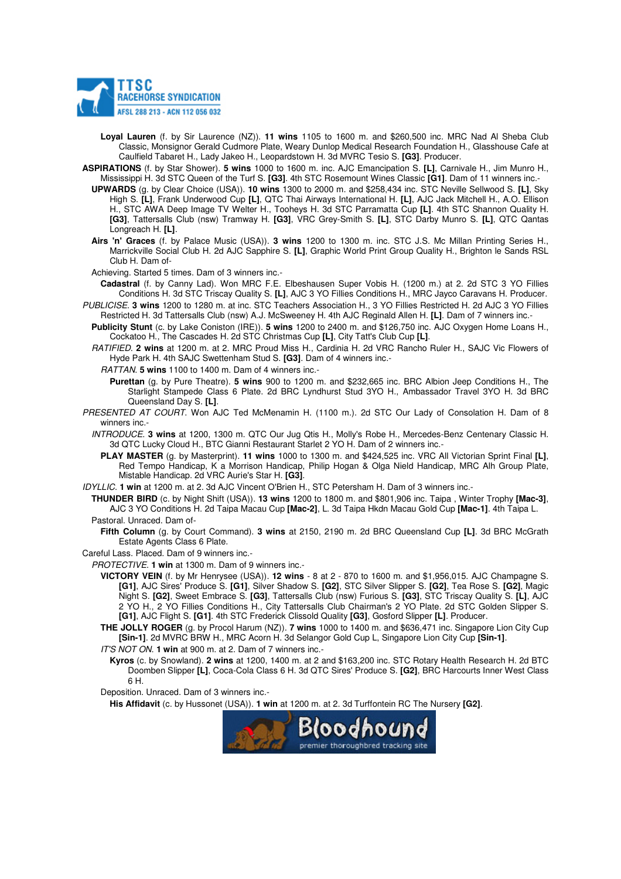**Loyal Lauren** (f. by Sir Laurence (NZ)). **11 wins** 1105 to 1600 m. and $260,500 inc. MRC Nad Al Sheba Club Classic, Monsignor Gerald Cudmore Plate, Weary Dunlop Medical Research Foundation H., Glasshouse Cafe at Caulfield Tabaret H., Lady Jakeo H., Leopardstown H. 3d MVRC Tesio S. **[G3]**. Producer.

**ASPIRATIONS** (f. by Star Shower). **5 wins** 1000 to 1600 m. inc. AJC Emancipation S. **[L]**, Carnivale H., Jim Munro H., Mississippi H. 3d STC Queen of the Turf S. **[G3]**. 4th STC Rosemount Wines Classic **[G1]**. Dam of 11 winners inc.-

**UPWARDS** (g. by Clear Choice (USA)). **10 wins** 1300 to 2000 m. and $258,434 inc. STC Neville Sellwood S. **[L]**, Sky High S. **[L]**, Frank Underwood Cup **[L]**, QTC Thai Airways International H. **[L]**, AJC Jack Mitchell H., A.O. Ellison H., STC AWA Deep Image TV Welter H., Tooheys H. 3d STC Parramatta Cup **[L]**. 4th STC Shannon Quality H. **[G3]**, Tattersalls Club (nsw) Tramway H. **[G3]**, VRC Grey-Smith S. **[L]**, STC Darby Munro S. **[L]**, QTC Qantas Longreach H. **[L]**.

**Airs 'n' Graces** (f. by Palace Music (USA)). **3 wins** 1200 to 1300 m. inc. STC J.S. Mc Millan Printing Series H., Marrickville Social Club H. 2d AJC Sapphire S. **[L]**, Graphic World Print Group Quality H., Brighton le Sands RSL Club H. Dam of-

Achieving. Started 5 times. Dam of 3 winners inc.-

**Cadastral** (f. by Canny Lad). Won MRC F.E. Elbeshausen Super Vobis H. (1200 m.) at 2. 2d STC 3 YO Fillies Conditions H. 3d STC Triscay Quality S. **[L]**, AJC 3 YO Fillies Conditions H., MRC Jayco Caravans H. Producer.

*PUBLICISE*. **3 wins** 1200 to 1280 m. at inc. STC Teachers Association H., 3 YO Fillies Restricted H. 2d AJC 3 YO Fillies Restricted H. 3d Tattersalls Club (nsw) A.J. McSweeney H. 4th AJC Reginald Allen H. **[L]**. Dam of 7 winners inc.-

**Publicity Stunt** (c. by Lake Coniston (IRE)). **5 wins** 1200 to 2400 m. and $126,750 inc. AJC Oxygen Home Loans H., Cockatoo H., The Cascades H. 2d STC Christmas Cup **[L]**, City Tatt's Club Cup **[L]**.

*RATIFIED*. **2 wins** at 1200 m. at 2. MRC Proud Miss H., Cardinia H. 2d VRC Rancho Ruler H., SAJC Vic Flowers of Hyde Park H. 4th SAJC Swettenham Stud S. **[G3]**. Dam of 4 winners inc.-

*RATTAN*. **5 wins** 1100 to 1400 m. Dam of 4 winners inc.-

**Purettan** (g. by Pure Theatre). **5 wins** 900 to 1200 m. and $232,665 inc. BRC Albion Jeep Conditions H., The Starlight Stampede Class 6 Plate. 2d BRC Lyndhurst Stud 3YO H., Ambassador Travel 3YO H. 3d BRC Queensland Day S. **[L]**.

*PRESENTED AT COURT*. Won AJC Ted McMenamin H. (1100 m.). 2d STC Our Lady of Consolation H. Dam of 8 winners inc.-

*INTRODUCE*. **3 wins** at 1200, 1300 m. QTC Our Jug Qtis H., Molly's Robe H., Mercedes-Benz Centenary Classic H. 3d QTC Lucky Cloud H., BTC Gianni Restaurant Starlet 2 YO H. Dam of 2 winners inc.-

**PLAY MASTER** (g. by Masterprint). **11 wins** 1000 to 1300 m. and $424,525 inc. VRC All Victorian Sprint Final **[L]**, Red Tempo Handicap, K a Morrison Handicap, Philip Hogan & Olga Nield Handicap, MRC Alh Group Plate, Mistable Handicap. 2d VRC Aurie's Star H. **[G3]**.

*IDYLLIC*. **1 win** at 1200 m. at 2. 3d AJC Vincent O'Brien H., STC Petersham H. Dam of 3 winners inc.-

**THUNDER BIRD** (c. by Night Shift (USA)). **13 wins** 1200 to 1800 m. and $801,906 inc. Taipa , Winter Trophy **[Mac-3]**, AJC 3 YO Conditions H. 2d Taipa Macau Cup **[Mac-2]**, L. 3d Taipa Hkdn Macau Gold Cup **[Mac-1]**. 4th Taipa L.

Pastoral. Unraced. Dam of-

**Fifth Column** (g. by Court Command). **3 wins** at 2150, 2190 m. 2d BRC Queensland Cup **[L]**. 3d BRC McGrath Estate Agents Class 6 Plate.

Careful Lass. Placed. Dam of 9 winners inc.-

*PROTECTIVE*. **1 win** at 1300 m. Dam of 9 winners inc.-

**VICTORY VEIN** (f. by Mr Henrysee (USA)). **12 wins** - 8 at 2 - 870 to 1600 m. and $1,956,015. AJC Champagne S. **[G1]**, AJC Sires' Produce S. **[G1]**, Silver Shadow S. **[G2]**, STC Silver Slipper S. **[G2]**, Tea Rose S. **[G2]**, Magic Night S. **[G2]**, Sweet Embrace S. **[G3]**, Tattersalls Club (nsw) Furious S. **[G3]**, STC Triscay Quality S. **[L]**, AJC 2 YO H., 2 YO Fillies Conditions H., City Tattersalls Club Chairman's 2 YO Plate. 2d STC Golden Slipper S. **[G1]**, AJC Flight S. **[G1]**. 4th STC Frederick Clissold Quality **[G3]**, Gosford Slipper **[L]**. Producer.

**THE JOLLY ROGER** (g. by Procol Harum (NZ)). **7 wins** 1000 to 1400 m. and $636,471 inc. Singapore Lion City Cup **[Sin-1]**. 2d MVRC BRW H., MRC Acorn H. 3d Selangor Gold Cup L, Singapore Lion City Cup **[Sin-1]**.

*IT'S NOT ON*. **1 win** at 900 m. at 2. Dam of 7 winners inc.-

**Kyros** (c. by Snowland). **2 wins** at 1200, 1400 m. at 2 and $163,200 inc. STC Rotary Health Research H. 2d BTC Doomben Slipper **[L]**, Coca-Cola Class 6 H. 3d QTC Sires' Produce S. **[G2]**, BRC Harcourts Inner West Class 6 H.

Deposition. Unraced. Dam of 3 winners inc.-

**His Affidavit** (c. by Hussonet (USA)). **1 win** at 1200 m. at 2. 3d Turffontein RC The Nursery **[G2]**.